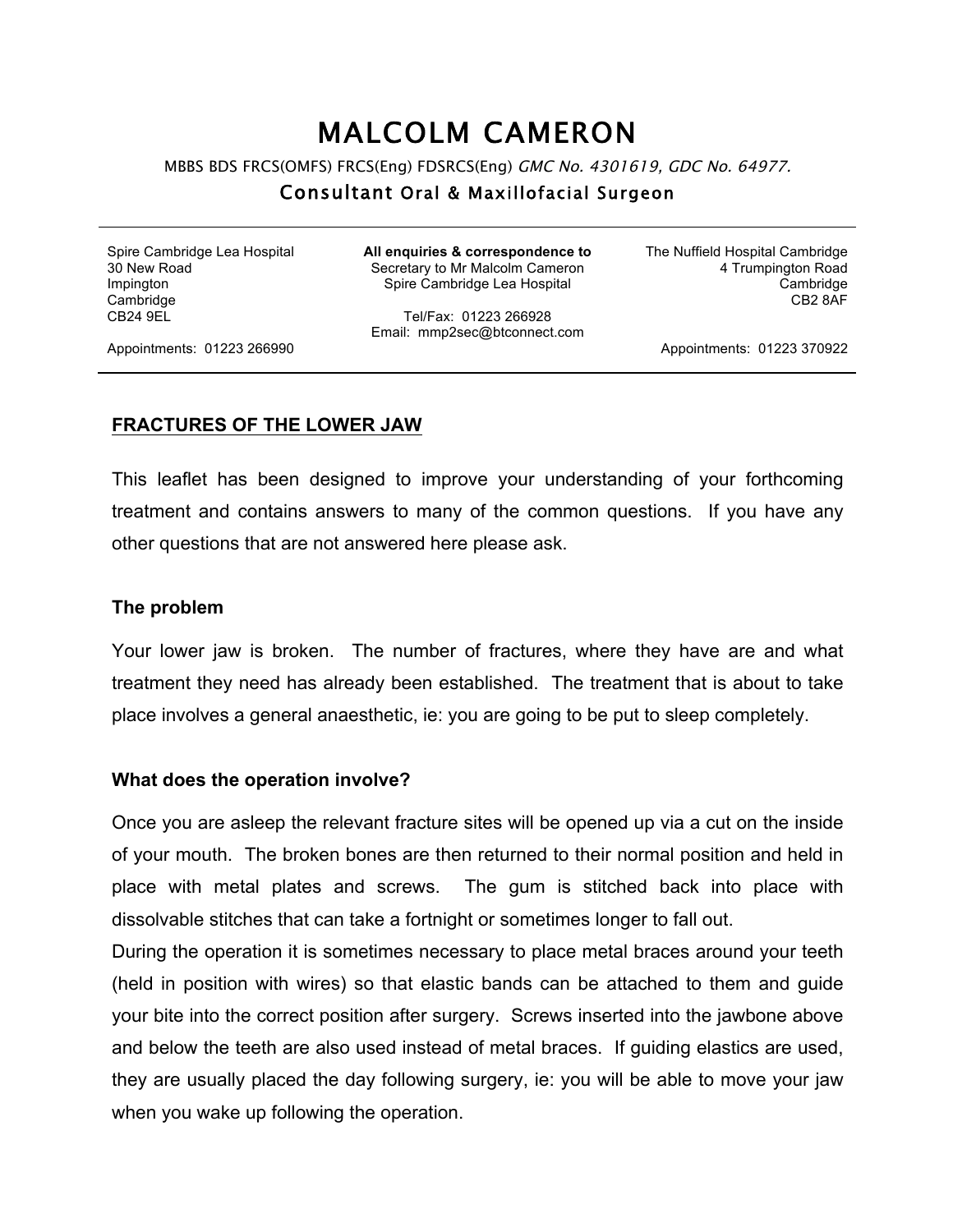# MALCOLM CAMERON

MBBS BDS FRCS(OMFS) FRCS(Eng) FDSRCS(Eng) *GMC No. 4301619, GDC No. 64977.*

## Consultant Oral & Maxillofacial Surgeon

Spire Cambridge Lea Hospital
30 New Road
Impington
Cambridge
CB24 9EL

Appointments: 01223 266990

**All enquiries & correspondence to**
Secretary to Mr Malcolm Cameron
Spire Cambridge Lea Hospital

Tel/Fax: 01223 266928
Email: mmp2sec@btconnect.com

The Nuffield Hospital Cambridge
4 Trumpington Road
Cambridge
CB2 8AF

Appointments: 01223 370922

---

**FRACTURES OF THE LOWER JAW**

This leaflet has been designed to improve your understanding of your forthcoming treatment and contains answers to many of the common questions. If you have any other questions that are not answered here please ask.

**The problem**

Your lower jaw is broken. The number of fractures, where they have are and what treatment they need has already been established. The treatment that is about to take place involves a general anaesthetic, ie: you are going to be put to sleep completely.

**What does the operation involve?**

Once you are asleep the relevant fracture sites will be opened up via a cut on the inside of your mouth. The broken bones are then returned to their normal position and held in place with metal plates and screws. The gum is stitched back into place with dissolvable stitches that can take a fortnight or sometimes longer to fall out.

During the operation it is sometimes necessary to place metal braces around your teeth (held in position with wires) so that elastic bands can be attached to them and guide your bite into the correct position after surgery. Screws inserted into the jawbone above and below the teeth are also used instead of metal braces. If guiding elastics are used, they are usually placed the day following surgery, ie: you will be able to move your jaw when you wake up following the operation.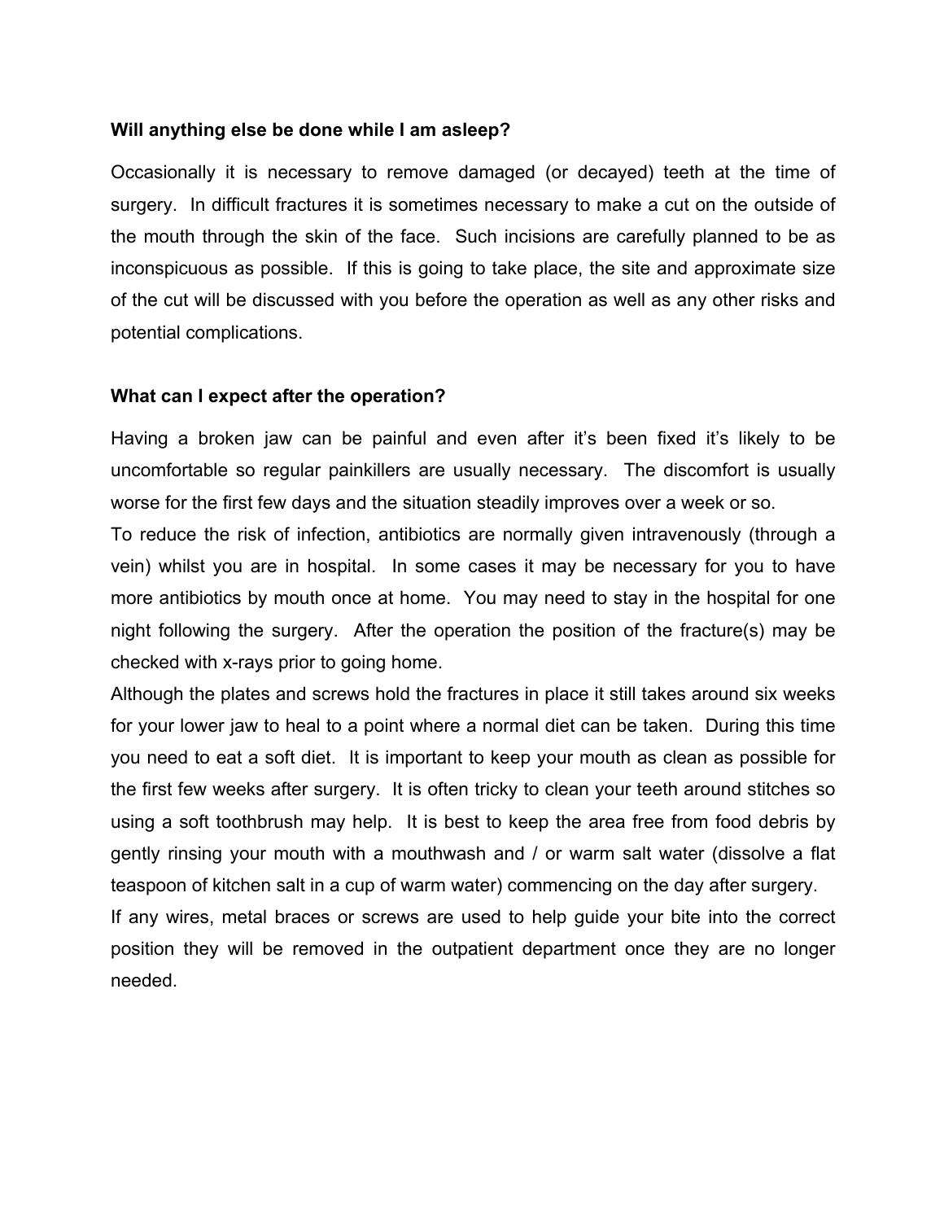**Will anything else be done while I am asleep?**

Occasionally it is necessary to remove damaged (or decayed) teeth at the time of surgery. In difficult fractures it is sometimes necessary to make a cut on the outside of the mouth through the skin of the face. Such incisions are carefully planned to be as inconspicuous as possible. If this is going to take place, the site and approximate size of the cut will be discussed with you before the operation as well as any other risks and potential complications.

**What can I expect after the operation?**

Having a broken jaw can be painful and even after it's been fixed it's likely to be uncomfortable so regular painkillers are usually necessary. The discomfort is usually worse for the first few days and the situation steadily improves over a week or so.

To reduce the risk of infection, antibiotics are normally given intravenously (through a vein) whilst you are in hospital. In some cases it may be necessary for you to have more antibiotics by mouth once at home. You may need to stay in the hospital for one night following the surgery. After the operation the position of the fracture(s) may be checked with x-rays prior to going home.

Although the plates and screws hold the fractures in place it still takes around six weeks for your lower jaw to heal to a point where a normal diet can be taken. During this time you need to eat a soft diet. It is important to keep your mouth as clean as possible for the first few weeks after surgery. It is often tricky to clean your teeth around stitches so using a soft toothbrush may help. It is best to keep the area free from food debris by gently rinsing your mouth with a mouthwash and / or warm salt water (dissolve a flat teaspoon of kitchen salt in a cup of warm water) commencing on the day after surgery.

If any wires, metal braces or screws are used to help guide your bite into the correct position they will be removed in the outpatient department once they are no longer needed.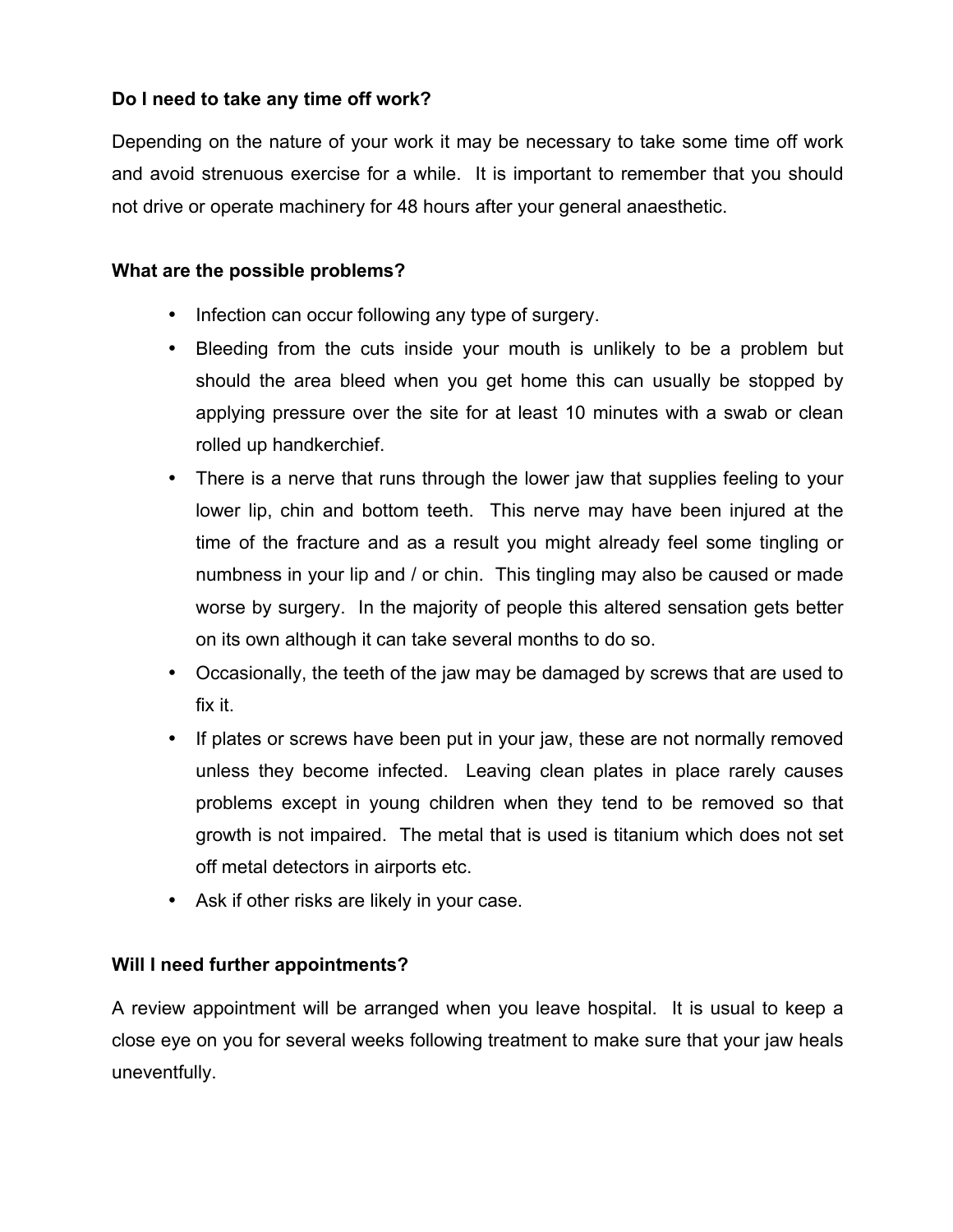**Do I need to take any time off work?**

Depending on the nature of your work it may be necessary to take some time off work and avoid strenuous exercise for a while. It is important to remember that you should not drive or operate machinery for 48 hours after your general anaesthetic.

**What are the possible problems?**

- Infection can occur following any type of surgery.
- Bleeding from the cuts inside your mouth is unlikely to be a problem but should the area bleed when you get home this can usually be stopped by applying pressure over the site for at least 10 minutes with a swab or clean rolled up handkerchief.
- There is a nerve that runs through the lower jaw that supplies feeling to your lower lip, chin and bottom teeth. This nerve may have been injured at the time of the fracture and as a result you might already feel some tingling or numbness in your lip and / or chin. This tingling may also be caused or made worse by surgery. In the majority of people this altered sensation gets better on its own although it can take several months to do so.
- Occasionally, the teeth of the jaw may be damaged by screws that are used to fix it.
- If plates or screws have been put in your jaw, these are not normally removed unless they become infected. Leaving clean plates in place rarely causes problems except in young children when they tend to be removed so that growth is not impaired. The metal that is used is titanium which does not set off metal detectors in airports etc.
- Ask if other risks are likely in your case.

**Will I need further appointments?**

A review appointment will be arranged when you leave hospital. It is usual to keep a close eye on you for several weeks following treatment to make sure that your jaw heals uneventfully.